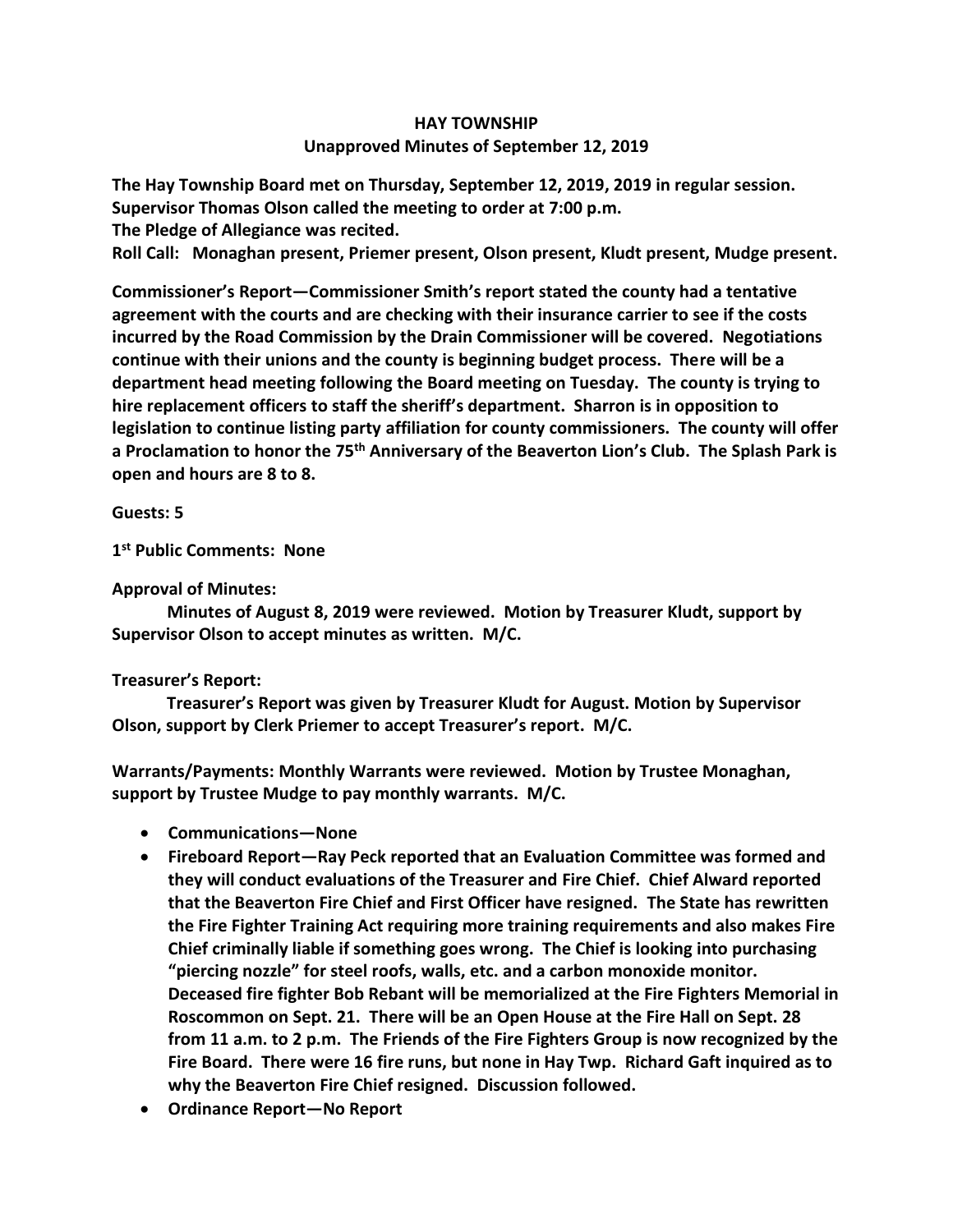# HAY TOWNSHIP

## Unapproved Minutes of September 12, 2019

**The Hay Township Board met on Thursday, September 12, 2019, 2019 in regular session.**
**Supervisor Thomas Olson called the meeting to order at 7:00 p.m.**
**The Pledge of Allegiance was recited.**
**Roll Call: Monaghan present, Priemer present, Olson present, Kludt present, Mudge present.**

**Commissioner's Report—Commissioner Smith's report stated the county had a tentative agreement with the courts and are checking with their insurance carrier to see if the costs incurred by the Road Commission by the Drain Commissioner will be covered. Negotiations continue with their unions and the county is beginning budget process. There will be a department head meeting following the Board meeting on Tuesday. The county is trying to hire replacement officers to staff the sheriff's department. Sharron is in opposition to legislation to continue listing party affiliation for county commissioners. The county will offer a Proclamation to honor the 75th Anniversary of the Beaverton Lion's Club. The Splash Park is open and hours are 8 to 8.**

**Guests: 5**

**1st Public Comments: None**

**Approval of Minutes:**

**Minutes of August 8, 2019 were reviewed. Motion by Treasurer Kludt, support by Supervisor Olson to accept minutes as written. M/C.**

**Treasurer's Report:**

**Treasurer's Report was given by Treasurer Kludt for August. Motion by Supervisor Olson, support by Clerk Priemer to accept Treasurer's report. M/C.**

**Warrants/Payments: Monthly Warrants were reviewed. Motion by Trustee Monaghan, support by Trustee Mudge to pay monthly warrants. M/C.**

- **Communications—None**
- **Fireboard Report—Ray Peck reported that an Evaluation Committee was formed and they will conduct evaluations of the Treasurer and Fire Chief. Chief Alward reported that the Beaverton Fire Chief and First Officer have resigned. The State has rewritten the Fire Fighter Training Act requiring more training requirements and also makes Fire Chief criminally liable if something goes wrong. The Chief is looking into purchasing "piercing nozzle" for steel roofs, walls, etc. and a carbon monoxide monitor. Deceased fire fighter Bob Rebant will be memorialized at the Fire Fighters Memorial in Roscommon on Sept. 21. There will be an Open House at the Fire Hall on Sept. 28 from 11 a.m. to 2 p.m. The Friends of the Fire Fighters Group is now recognized by the Fire Board. There were 16 fire runs, but none in Hay Twp. Richard Gaft inquired as to why the Beaverton Fire Chief resigned. Discussion followed.**
- **Ordinance Report—No Report**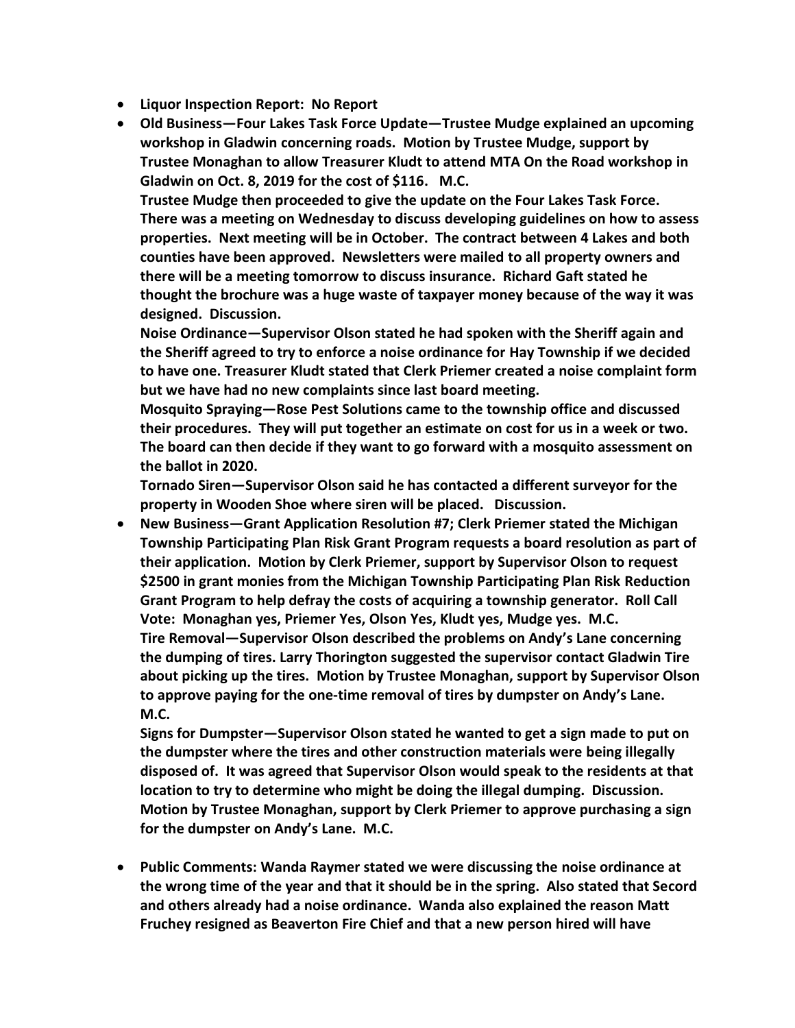- **Liquor Inspection Report: No Report**
- **Old Business—Four Lakes Task Force Update—Trustee Mudge explained an upcoming workshop in Gladwin concerning roads. Motion by Trustee Mudge, support by Trustee Monaghan to allow Treasurer Kludt to attend MTA On the Road workshop in Gladwin on Oct. 8, 2019 for the cost of $116. M.C.**

  **Trustee Mudge then proceeded to give the update on the Four Lakes Task Force. There was a meeting on Wednesday to discuss developing guidelines on how to assess properties. Next meeting will be in October. The contract between 4 Lakes and both counties have been approved. Newsletters were mailed to all property owners and there will be a meeting tomorrow to discuss insurance. Richard Gaft stated he thought the brochure was a huge waste of taxpayer money because of the way it was designed. Discussion.**

  **Noise Ordinance—Supervisor Olson stated he had spoken with the Sheriff again and the Sheriff agreed to try to enforce a noise ordinance for Hay Township if we decided to have one. Treasurer Kludt stated that Clerk Priemer created a noise complaint form but we have had no new complaints since last board meeting.**

  **Mosquito Spraying—Rose Pest Solutions came to the township office and discussed their procedures. They will put together an estimate on cost for us in a week or two. The board can then decide if they want to go forward with a mosquito assessment on the ballot in 2020.**

  **Tornado Siren—Supervisor Olson said he has contacted a different surveyor for the property in Wooden Shoe where siren will be placed. Discussion.**
- **New Business—Grant Application Resolution #7; Clerk Priemer stated the Michigan Township Participating Plan Risk Grant Program requests a board resolution as part of their application. Motion by Clerk Priemer, support by Supervisor Olson to request $2500 in grant monies from the Michigan Township Participating Plan Risk Reduction Grant Program to help defray the costs of acquiring a township generator. Roll Call Vote: Monaghan yes, Priemer Yes, Olson Yes, Kludt yes, Mudge yes. M.C.**

  **Tire Removal—Supervisor Olson described the problems on Andy's Lane concerning the dumping of tires. Larry Thorington suggested the supervisor contact Gladwin Tire about picking up the tires. Motion by Trustee Monaghan, support by Supervisor Olson to approve paying for the one-time removal of tires by dumpster on Andy's Lane. M.C.**

  **Signs for Dumpster—Supervisor Olson stated he wanted to get a sign made to put on the dumpster where the tires and other construction materials were being illegally disposed of. It was agreed that Supervisor Olson would speak to the residents at that location to try to determine who might be doing the illegal dumping. Discussion. Motion by Trustee Monaghan, support by Clerk Priemer to approve purchasing a sign for the dumpster on Andy's Lane. M.C.**

- **Public Comments: Wanda Raymer stated we were discussing the noise ordinance at the wrong time of the year and that it should be in the spring. Also stated that Secord and others already had a noise ordinance. Wanda also explained the reason Matt Fruchey resigned as Beaverton Fire Chief and that a new person hired will have**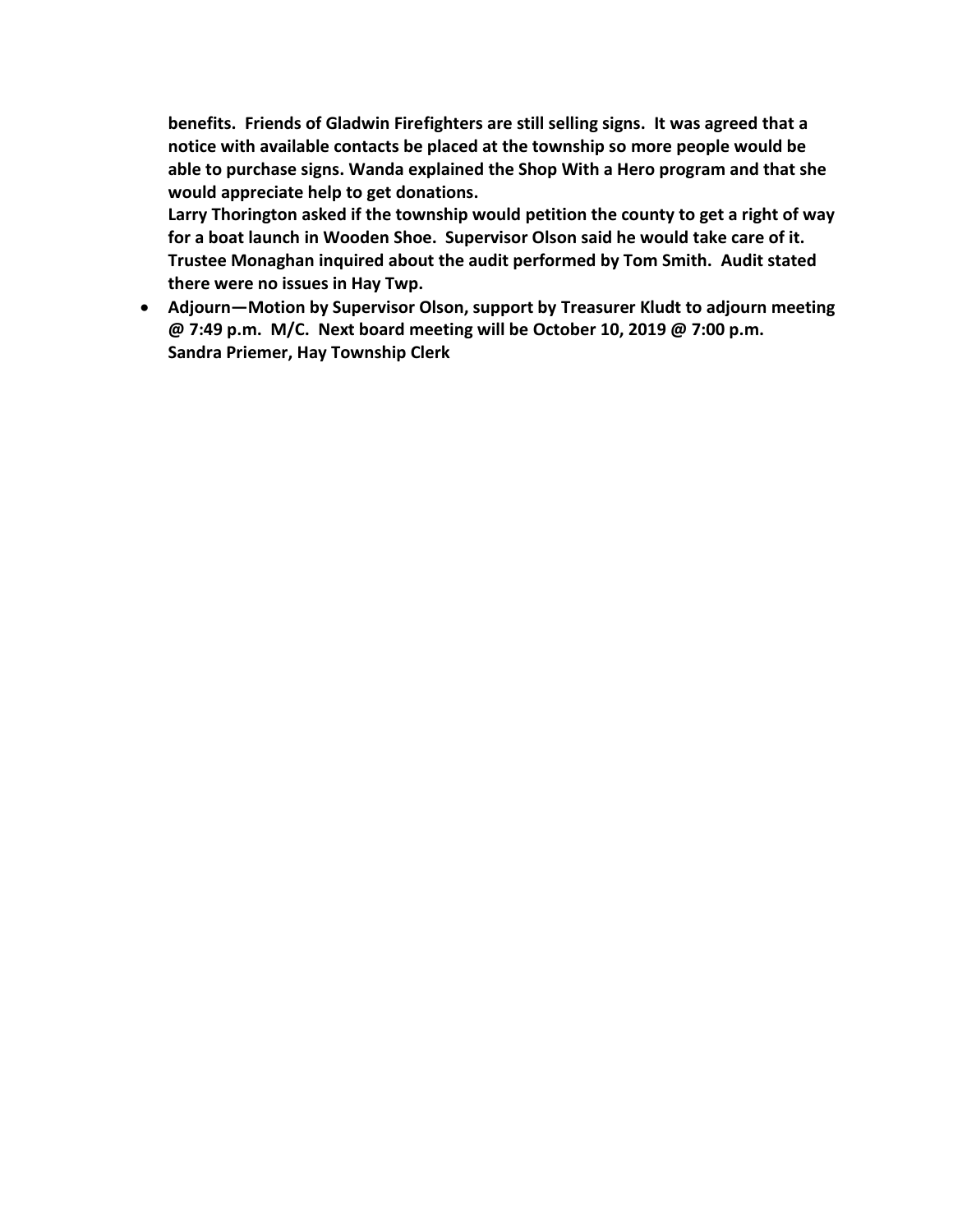**benefits. Friends of Gladwin Firefighters are still selling signs. It was agreed that a notice with available contacts be placed at the township so more people would be able to purchase signs. Wanda explained the Shop With a Hero program and that she would appreciate help to get donations.**

**Larry Thorington asked if the township would petition the county to get a right of way for a boat launch in Wooden Shoe. Supervisor Olson said he would take care of it. Trustee Monaghan inquired about the audit performed by Tom Smith. Audit stated there were no issues in Hay Twp.**

- **Adjourn—Motion by Supervisor Olson, support by Treasurer Kludt to adjourn meeting @ 7:49 p.m. M/C. Next board meeting will be October 10, 2019 @ 7:00 p.m.**
  **Sandra Priemer, Hay Township Clerk**